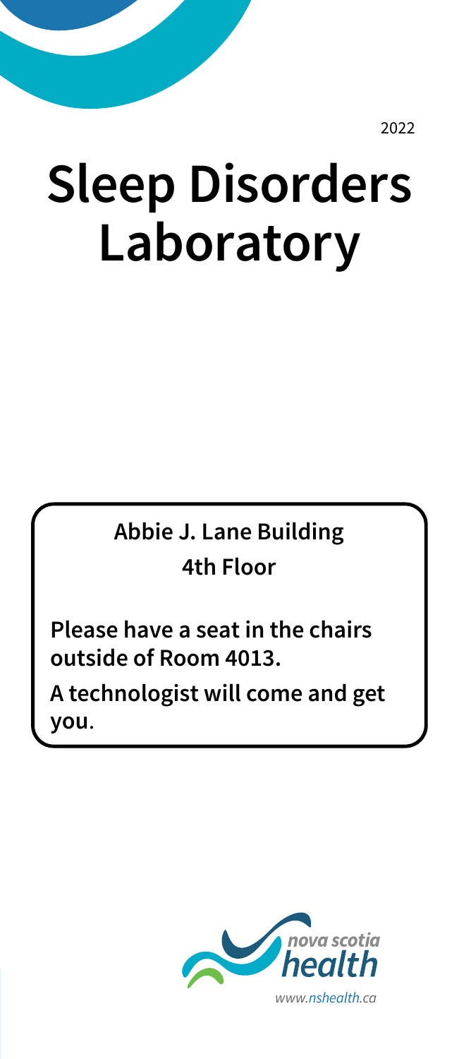2022

# Sleep Disorders Laboratory

**Abbie J. Lane Building**
**4th Floor**

**Please have a seat in the chairs outside of Room 4013.**

**A technologist will come and get you.**

nova scotia health

www.nshealth.ca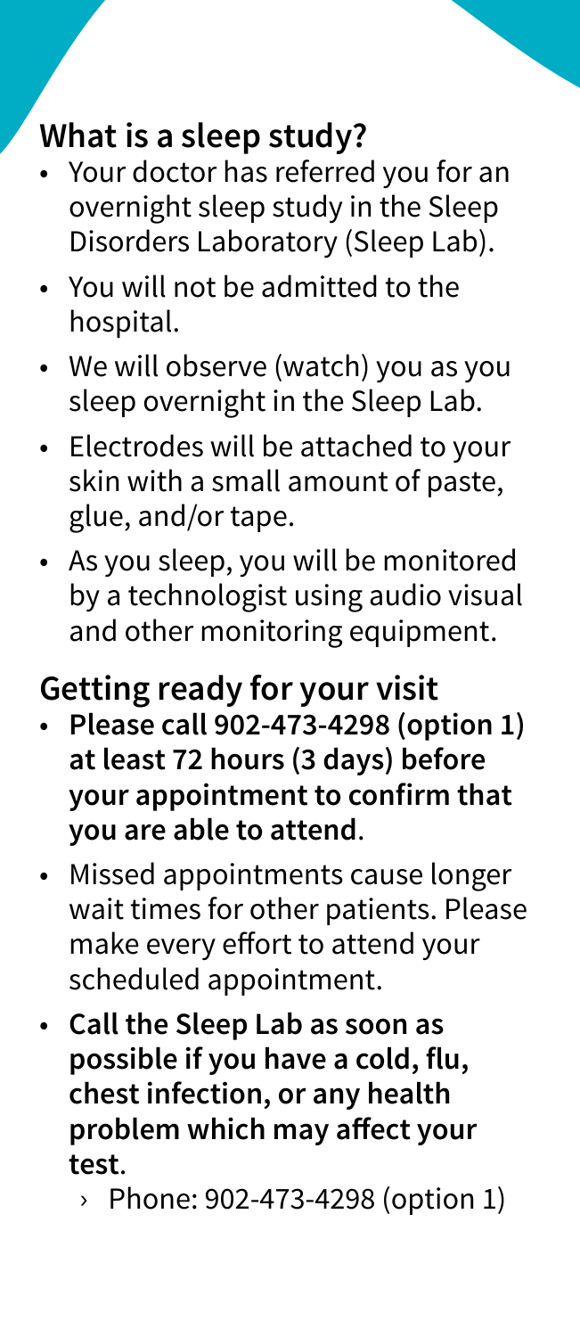## What is a sleep study?

- Your doctor has referred you for an overnight sleep study in the Sleep Disorders Laboratory (Sleep Lab).
- You will not be admitted to the hospital.
- We will observe (watch) you as you sleep overnight in the Sleep Lab.
- Electrodes will be attached to your skin with a small amount of paste, glue, and/or tape.
- As you sleep, you will be monitored by a technologist using audio visual and other monitoring equipment.

## Getting ready for your visit

- **Please call 902-473-4298 (option 1) at least 72 hours (3 days) before your appointment to confirm that you are able to attend**.
- Missed appointments cause longer wait times for other patients. Please make every effort to attend your scheduled appointment.
- **Call the Sleep Lab as soon as possible if you have a cold, flu, chest infection, or any health problem which may affect your test**.
  - Phone: 902-473-4298 (option 1)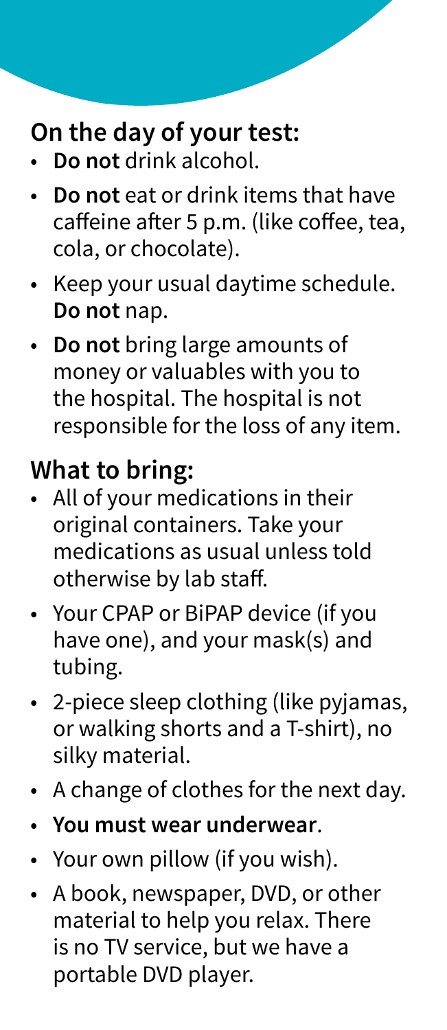## On the day of your test:

- **Do not** drink alcohol.
- **Do not** eat or drink items that have caffeine after 5 p.m. (like coffee, tea, cola, or chocolate).
- Keep your usual daytime schedule. **Do not** nap.
- **Do not** bring large amounts of money or valuables with you to the hospital. The hospital is not responsible for the loss of any item.

## What to bring:

- All of your medications in their original containers. Take your medications as usual unless told otherwise by lab staff.
- Your CPAP or BiPAP device (if you have one), and your mask(s) and tubing.
- 2-piece sleep clothing (like pyjamas, or walking shorts and a T-shirt), no silky material.
- A change of clothes for the next day.
- **You must wear underwear**.
- Your own pillow (if you wish).
- A book, newspaper, DVD, or other material to help you relax. There is no TV service, but we have a portable DVD player.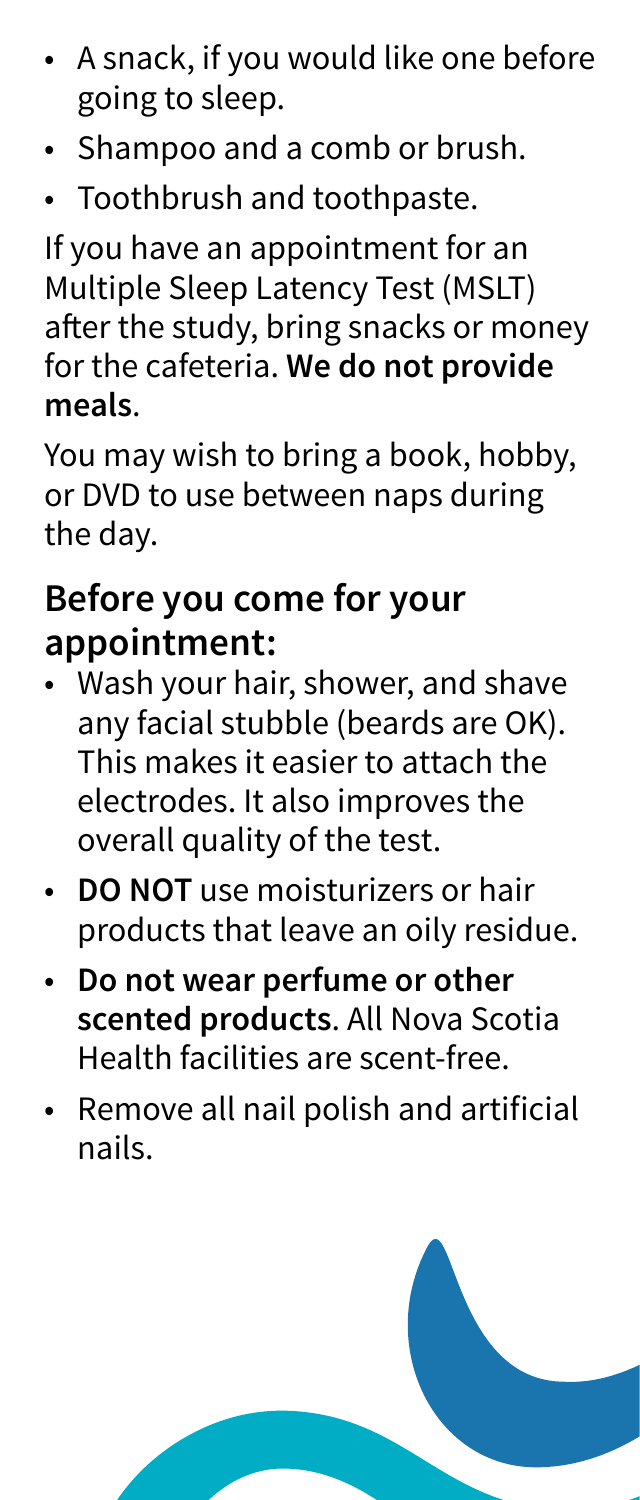- A snack, if you would like one before going to sleep.
- Shampoo and a comb or brush.
- Toothbrush and toothpaste.

If you have an appointment for an Multiple Sleep Latency Test (MSLT) after the study, bring snacks or money for the cafeteria. **We do not provide meals**.

You may wish to bring a book, hobby, or DVD to use between naps during the day.

## Before you come for your appointment:

- Wash your hair, shower, and shave any facial stubble (beards are OK). This makes it easier to attach the electrodes. It also improves the overall quality of the test.
- **DO NOT** use moisturizers or hair products that leave an oily residue.
- **Do not wear perfume or other scented products**. All Nova Scotia Health facilities are scent-free.
- Remove all nail polish and artificial nails.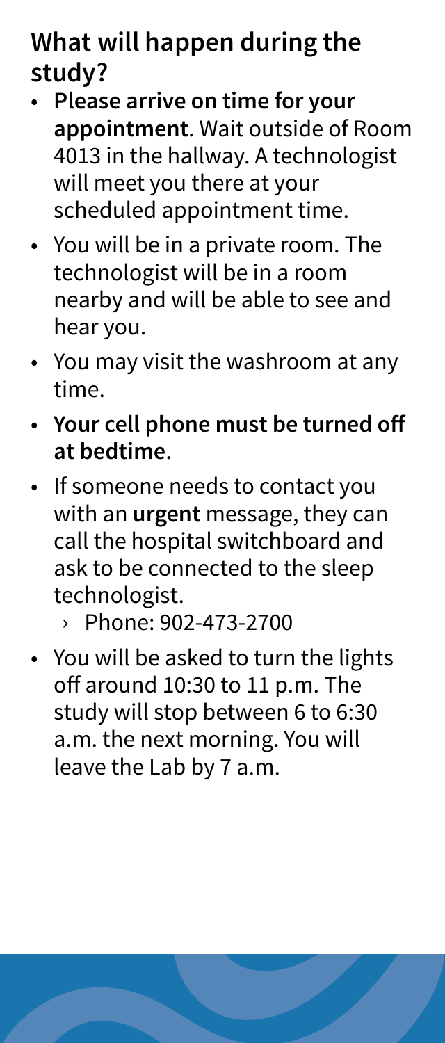## What will happen during the study?

- **Please arrive on time for your appointment**. Wait outside of Room 4013 in the hallway. A technologist will meet you there at your scheduled appointment time.
- You will be in a private room. The technologist will be in a room nearby and will be able to see and hear you.
- You may visit the washroom at any time.
- **Your cell phone must be turned off at bedtime**.
- If someone needs to contact you with an **urgent** message, they can call the hospital switchboard and ask to be connected to the sleep technologist.
    - Phone: 902-473-2700
- You will be asked to turn the lights off around 10:30 to 11 p.m. The study will stop between 6 to 6:30 a.m. the next morning. You will leave the Lab by 7 a.m.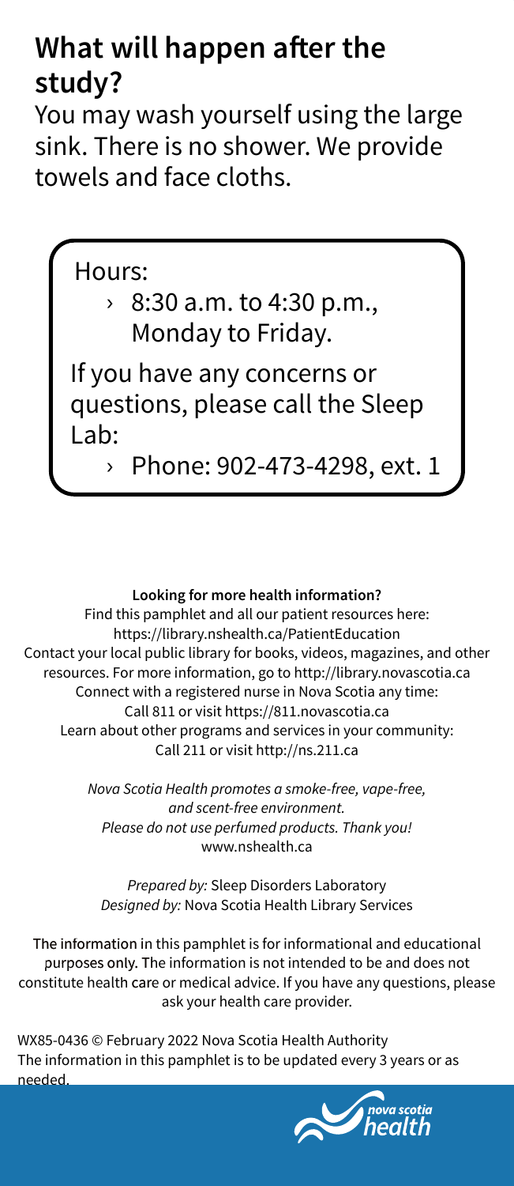## What will happen after the study?

You may wash yourself using the large sink. There is no shower. We provide towels and face cloths.

Hours:

- 8:30 a.m. to 4:30 p.m., Monday to Friday.

If you have any concerns or questions, please call the Sleep Lab:

- Phone: 902-473-4298, ext. 1

**Looking for more health information?**

Find this pamphlet and all our patient resources here: https://library.nshealth.ca/PatientEducation

Contact your local public library for books, videos, magazines, and other resources. For more information, go to http://library.novascotia.ca

Connect with a registered nurse in Nova Scotia any time: Call 811 or visit https://811.novascotia.ca

Learn about other programs and services in your community: Call 211 or visit http://ns.211.ca

*Nova Scotia Health promotes a smoke-free, vape-free, and scent-free environment.*
*Please do not use perfumed products. Thank you!*
www.nshealth.ca

*Prepared by:* Sleep Disorders Laboratory
*Designed by:* Nova Scotia Health Library Services

The information in this pamphlet is for informational and educational purposes only. The information is not intended to be and does not constitute health care or medical advice. If you have any questions, please ask your health care provider.

WX85-0436 © February 2022 Nova Scotia Health Authority
The information in this pamphlet is to be updated every 3 years or as needed.

nova scotia health